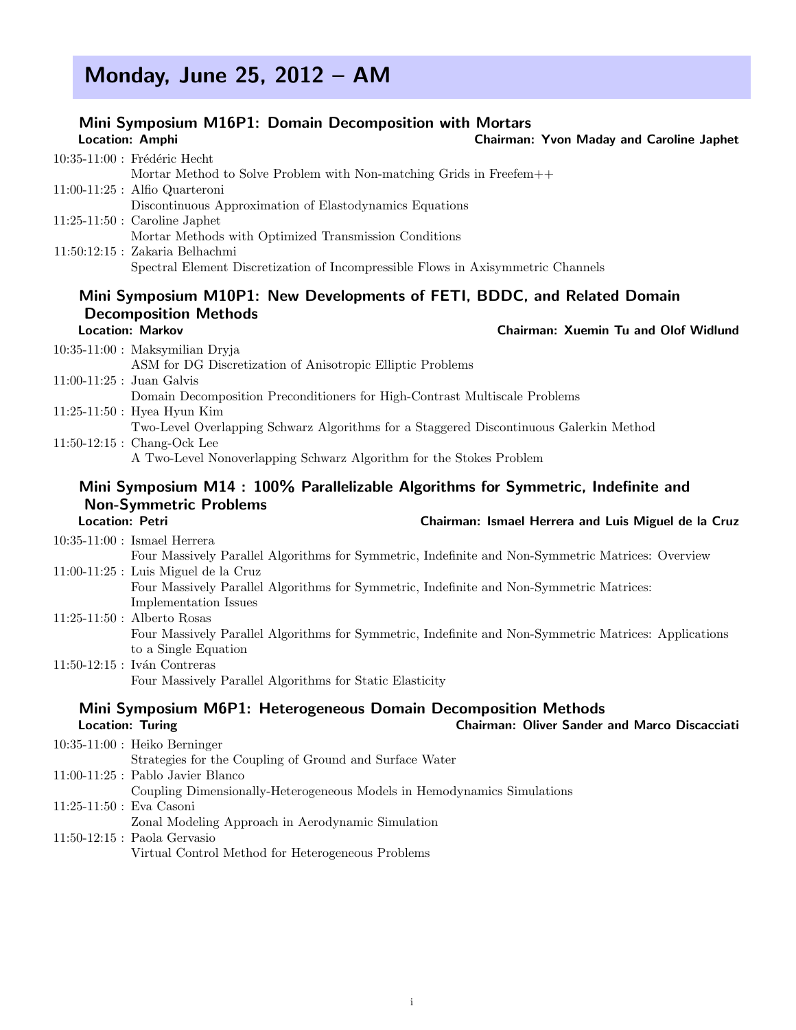# Monday, June 25, 2012 – AM

## Mini Symposium M16P1: Domain Decomposition with Mortars

**Location: Amphi** — **Chairman: Yvon Maday and Caroline Japhet**

10:35-11:00 : Frédéric Hecht
Mortar Method to Solve Problem with Non-matching Grids in Freefem++

11:00-11:25 : Alfio Quarteroni
Discontinuous Approximation of Elastodynamics Equations

11:25-11:50 : Caroline Japhet
Mortar Methods with Optimized Transmission Conditions

11:50:12:15 : Zakaria Belhachmi
Spectral Element Discretization of Incompressible Flows in Axisymmetric Channels

## Mini Symposium M10P1: New Developments of FETI, BDDC, and Related Domain Decomposition Methods

**Location: Markov** — **Chairman: Xuemin Tu and Olof Widlund**

10:35-11:00 : Maksymilian Dryja
ASM for DG Discretization of Anisotropic Elliptic Problems

11:00-11:25 : Juan Galvis
Domain Decomposition Preconditioners for High-Contrast Multiscale Problems

11:25-11:50 : Hyea Hyun Kim
Two-Level Overlapping Schwarz Algorithms for a Staggered Discontinuous Galerkin Method

11:50-12:15 : Chang-Ock Lee
A Two-Level Nonoverlapping Schwarz Algorithm for the Stokes Problem

## Mini Symposium M14 : 100% Parallelizable Algorithms for Symmetric, Indefinite and Non-Symmetric Problems

**Location: Petri** — **Chairman: Ismael Herrera and Luis Miguel de la Cruz**

10:35-11:00 : Ismael Herrera
Four Massively Parallel Algorithms for Symmetric, Indefinite and Non-Symmetric Matrices: Overview

11:00-11:25 : Luis Miguel de la Cruz
Four Massively Parallel Algorithms for Symmetric, Indefinite and Non-Symmetric Matrices: Implementation Issues

11:25-11:50 : Alberto Rosas
Four Massively Parallel Algorithms for Symmetric, Indefinite and Non-Symmetric Matrices: Applications to a Single Equation

11:50-12:15 : Iván Contreras
Four Massively Parallel Algorithms for Static Elasticity

## Mini Symposium M6P1: Heterogeneous Domain Decomposition Methods

**Location: Turing** — **Chairman: Oliver Sander and Marco Discacciati**

10:35-11:00 : Heiko Berninger
Strategies for the Coupling of Ground and Surface Water

11:00-11:25 : Pablo Javier Blanco
Coupling Dimensionally-Heterogeneous Models in Hemodynamics Simulations

11:25-11:50 : Eva Casoni
Zonal Modeling Approach in Aerodynamic Simulation

11:50-12:15 : Paola Gervasio
Virtual Control Method for Heterogeneous Problems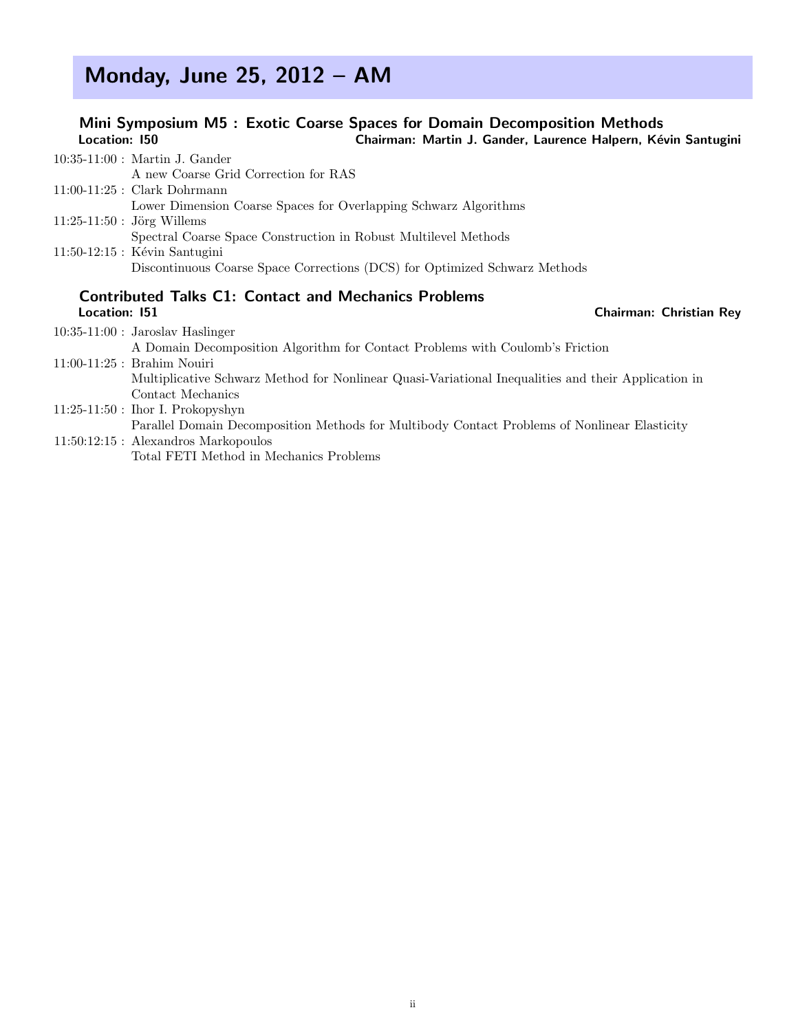# Monday, June 25, 2012 – AM

## Mini Symposium M5 : Exotic Coarse Spaces for Domain Decomposition Methods

**Location: I50** **Chairman: Martin J. Gander, Laurence Halpern, Kévin Santugini**

10:35-11:00 : Martin J. Gander
A new Coarse Grid Correction for RAS

11:00-11:25 : Clark Dohrmann
Lower Dimension Coarse Spaces for Overlapping Schwarz Algorithms

11:25-11:50 : Jörg Willems
Spectral Coarse Space Construction in Robust Multilevel Methods

11:50-12:15 : Kévin Santugini
Discontinuous Coarse Space Corrections (DCS) for Optimized Schwarz Methods

## Contributed Talks C1: Contact and Mechanics Problems

**Location: I51** **Chairman: Christian Rey**

10:35-11:00 : Jaroslav Haslinger
A Domain Decomposition Algorithm for Contact Problems with Coulomb's Friction

11:00-11:25 : Brahim Nouiri
Multiplicative Schwarz Method for Nonlinear Quasi-Variational Inequalities and their Application in Contact Mechanics

11:25-11:50 : Ihor I. Prokopyshyn
Parallel Domain Decomposition Methods for Multibody Contact Problems of Nonlinear Elasticity

11:50:12:15 : Alexandros Markopoulos
Total FETI Method in Mechanics Problems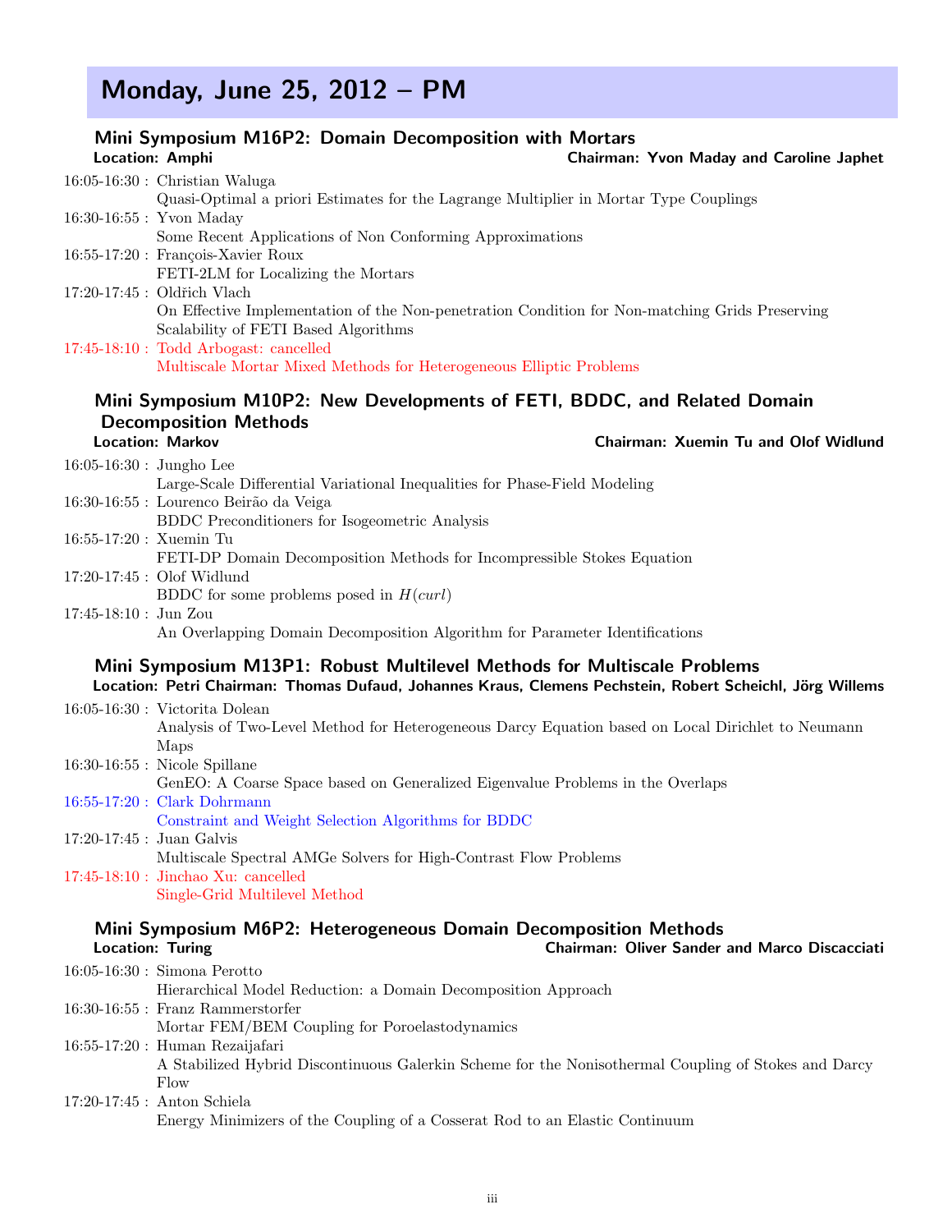# Monday, June 25, 2012 – PM

## Mini Symposium M16P2: Domain Decomposition with Mortars

**Location: Amphi** **Chairman: Yvon Maday and Caroline Japhet**

16:05-16:30 : Christian Waluga
Quasi-Optimal a priori Estimates for the Lagrange Multiplier in Mortar Type Couplings

16:30-16:55 : Yvon Maday
Some Recent Applications of Non Conforming Approximations

16:55-17:20 : François-Xavier Roux
FETI-2LM for Localizing the Mortars

17:20-17:45 : Oldřich Vlach
On Effective Implementation of the Non-penetration Condition for Non-matching Grids Preserving Scalability of FETI Based Algorithms

17:45-18:10 : Todd Arbogast: cancelled
Multiscale Mortar Mixed Methods for Heterogeneous Elliptic Problems

## Mini Symposium M10P2: New Developments of FETI, BDDC, and Related Domain Decomposition Methods

**Location: Markov** **Chairman: Xuemin Tu and Olof Widlund**

16:05-16:30 : Jungho Lee
Large-Scale Differential Variational Inequalities for Phase-Field Modeling

16:30-16:55 : Lourenco Beirão da Veiga
BDDC Preconditioners for Isogeometric Analysis

16:55-17:20 : Xuemin Tu
FETI-DP Domain Decomposition Methods for Incompressible Stokes Equation

17:20-17:45 : Olof Widlund
BDDC for some problems posed in $H(curl)$

17:45-18:10 : Jun Zou
An Overlapping Domain Decomposition Algorithm for Parameter Identifications

## Mini Symposium M13P1: Robust Multilevel Methods for Multiscale Problems

**Location: Petri Chairman: Thomas Dufaud, Johannes Kraus, Clemens Pechstein, Robert Scheichl, Jörg Willems**

16:05-16:30 : Victorita Dolean
Analysis of Two-Level Method for Heterogeneous Darcy Equation based on Local Dirichlet to Neumann Maps

16:30-16:55 : Nicole Spillane
GenEO: A Coarse Space based on Generalized Eigenvalue Problems in the Overlaps

16:55-17:20 : Clark Dohrmann
Constraint and Weight Selection Algorithms for BDDC

17:20-17:45 : Juan Galvis
Multiscale Spectral AMGe Solvers for High-Contrast Flow Problems

17:45-18:10 : Jinchao Xu: cancelled
Single-Grid Multilevel Method

## Mini Symposium M6P2: Heterogeneous Domain Decomposition Methods

**Location: Turing** **Chairman: Oliver Sander and Marco Discacciati**

16:05-16:30 : Simona Perotto
Hierarchical Model Reduction: a Domain Decomposition Approach

16:30-16:55 : Franz Rammerstorfer
Mortar FEM/BEM Coupling for Poroelastodynamics

16:55-17:20 : Human Rezaijafari
A Stabilized Hybrid Discontinuous Galerkin Scheme for the Nonisothermal Coupling of Stokes and Darcy Flow

17:20-17:45 : Anton Schiela
Energy Minimizers of the Coupling of a Cosserat Rod to an Elastic Continuum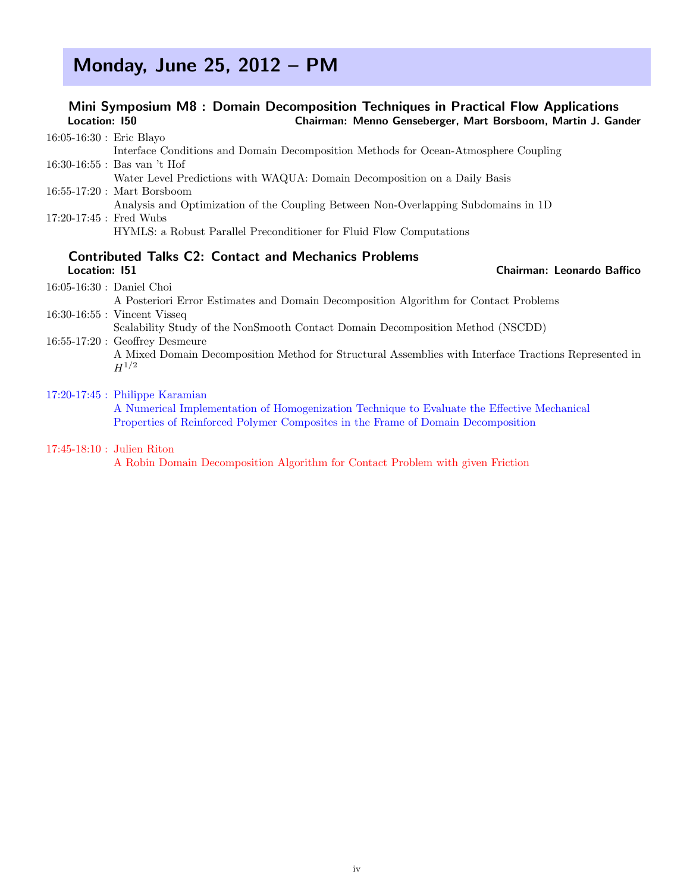# Monday, June 25, 2012 – PM

## Mini Symposium M8 : Domain Decomposition Techniques in Practical Flow Applications

**Location: I50** **Chairman: Menno Genseberger, Mart Borsboom, Martin J. Gander**

16:05-16:30 : Eric Blayo
Interface Conditions and Domain Decomposition Methods for Ocean-Atmosphere Coupling

16:30-16:55 : Bas van 't Hof
Water Level Predictions with WAQUA: Domain Decomposition on a Daily Basis

16:55-17:20 : Mart Borsboom
Analysis and Optimization of the Coupling Between Non-Overlapping Subdomains in 1D

17:20-17:45 : Fred Wubs
HYMLS: a Robust Parallel Preconditioner for Fluid Flow Computations

## Contributed Talks C2: Contact and Mechanics Problems

**Location: I51** **Chairman: Leonardo Baffico**

16:05-16:30 : Daniel Choi
A Posteriori Error Estimates and Domain Decomposition Algorithm for Contact Problems

16:30-16:55 : Vincent Visseq
Scalability Study of the NonSmooth Contact Domain Decomposition Method (NSCDD)

16:55-17:20 : Geoffrey Desmeure
A Mixed Domain Decomposition Method for Structural Assemblies with Interface Tractions Represented in $H^{1/2}$

17:20-17:45 : Philippe Karamian
A Numerical Implementation of Homogenization Technique to Evaluate the Effective Mechanical Properties of Reinforced Polymer Composites in the Frame of Domain Decomposition

17:45-18:10 : Julien Riton
A Robin Domain Decomposition Algorithm for Contact Problem with given Friction